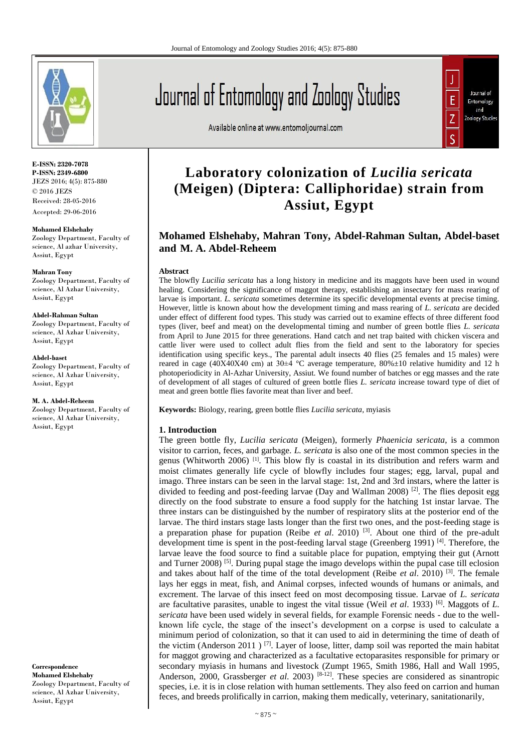**E-ISSN: 2320-7078**
**P-ISSN: 2349-6800**
JEZS 2016; 4(5): 875-880
© 2016 JEZS
Received: 28-05-2016
Accepted: 29-06-2016

**Mohamed Elshehaby**
Zoology Department, Faculty of science, Al azhar University, Assiut, Egypt

**Mahran Tony**
Zoology Department, Faculty of science, Al Azhar University, Assiut, Egypt

**Abdel-Rahman Sultan**
Zoology Department, Faculty of science, Al Azhar University, Assiut, Egypt

**Abdel-baset**
Zoology Department, Faculty of science, Al Azhar University, Assiut, Egypt

**M. A. Abdel-Reheem**
Zoology Department, Faculty of science, Al Azhar University, Assiut, Egypt

**Correspondence**
**Mohamed Elshehaby**
Zoology Department, Faculty of science, Al Azhar University, Assiut, Egypt

# Laboratory colonization of *Lucilia sericata* (Meigen) (Diptera: Calliphoridae) strain from Assiut, Egypt

**Mohamed Elshehaby, Mahran Tony, Abdel-Rahman Sultan, Abdel-baset and M. A. Abdel-Reheem**

## Abstract

The blowfly *Lucilia sericata* has a long history in medicine and its maggots have been used in wound healing. Considering the significance of maggot therapy, establishing an insectary for mass rearing of larvae is important. *L. sericata* sometimes determine its specific developmental events at precise timing. However, little is known about how the development timing and mass rearing of *L. sericata* are decided under effect of different food types. This study was carried out to examine effects of three different food types (liver, beef and meat) on the developmental timing and number of green bottle flies *L. sericata* from April to June 2015 for three generations. Hand catch and net trap baited with chicken viscera and cattle liver were used to collect adult flies from the field and sent to the laboratory for species identification using specific keys., The parental adult insects 40 flies (25 females and 15 males) were reared in cage (40X40X40 cm) at 30±4 °C average temperature, 80%±10 relative humidity and 12 h photoperiodicity in Al-Azhar University, Assiut. We found number of batches or egg masses and the rate of development of all stages of cultured of green bottle flies *L. sericata* increase toward type of diet of meat and green bottle flies favorite meat than liver and beef.

**Keywords:** Biology, rearing, green bottle flies *Lucilia sericata*, myiasis

## 1. Introduction

The green bottle fly, *Lucilia sericata* (Meigen), formerly *Phaenicia sericata*, is a common visitor to carrion, feces, and garbage. *L. sericata* is also one of the most common species in the genus (Whitworth 2006) [1]. This blow fly is coastal in its distribution and refers warm and moist climates generally life cycle of blowfly includes four stages; egg, larval, pupal and imago. Three instars can be seen in the larval stage: 1st, 2nd and 3rd instars, where the latter is divided to feeding and post-feeding larvae (Day and Wallman 2008) [2]. The flies deposit egg directly on the food substrate to ensure a food supply for the hatching 1st instar larvae. The three instars can be distinguished by the number of respiratory slits at the posterior end of the larvae. The third instars stage lasts longer than the first two ones, and the post-feeding stage is a preparation phase for pupation (Reibe *et al*. 2010) [3]. About one third of the pre-adult development time is spent in the post-feeding larval stage (Greenberg 1991) [4]. Therefore, the larvae leave the food source to find a suitable place for pupation, emptying their gut (Arnott and Turner 2008) [5]. During pupal stage the imago develops within the pupal case till eclosion and takes about half of the time of the total development (Reibe *et al*. 2010) [3]. The female lays her eggs in meat, fish, and Animal corpses, infected wounds of humans or animals, and excrement. The larvae of this insect feed on most decomposing tissue. Larvae of *L. sericata* are facultative parasites, unable to ingest the vital tissue (Weil *et al*. 1933) [6]. Maggots of *L. sericata* have been used widely in several fields, for example Forensic needs - due to the well-known life cycle, the stage of the insect's development on a corpse is used to calculate a minimum period of colonization, so that it can used to aid in determining the time of death of the victim (Anderson 2011 ) [7]. Layer of loose, litter, damp soil was reported the main habitat for maggot growing and characterized as a facultative ectoparasites responsible for primary or secondary myiasis in humans and livestock (Zumpt 1965, Smith 1986, Hall and Wall 1995, Anderson, 2000, Grassberger *et al*. 2003) [8-12]. These species are considered as sinantropic species, i.e. it is in close relation with human settlements. They also feed on carrion and human feces, and breeds prolifically in carrion, making them medically, veterinary, sanitationarily,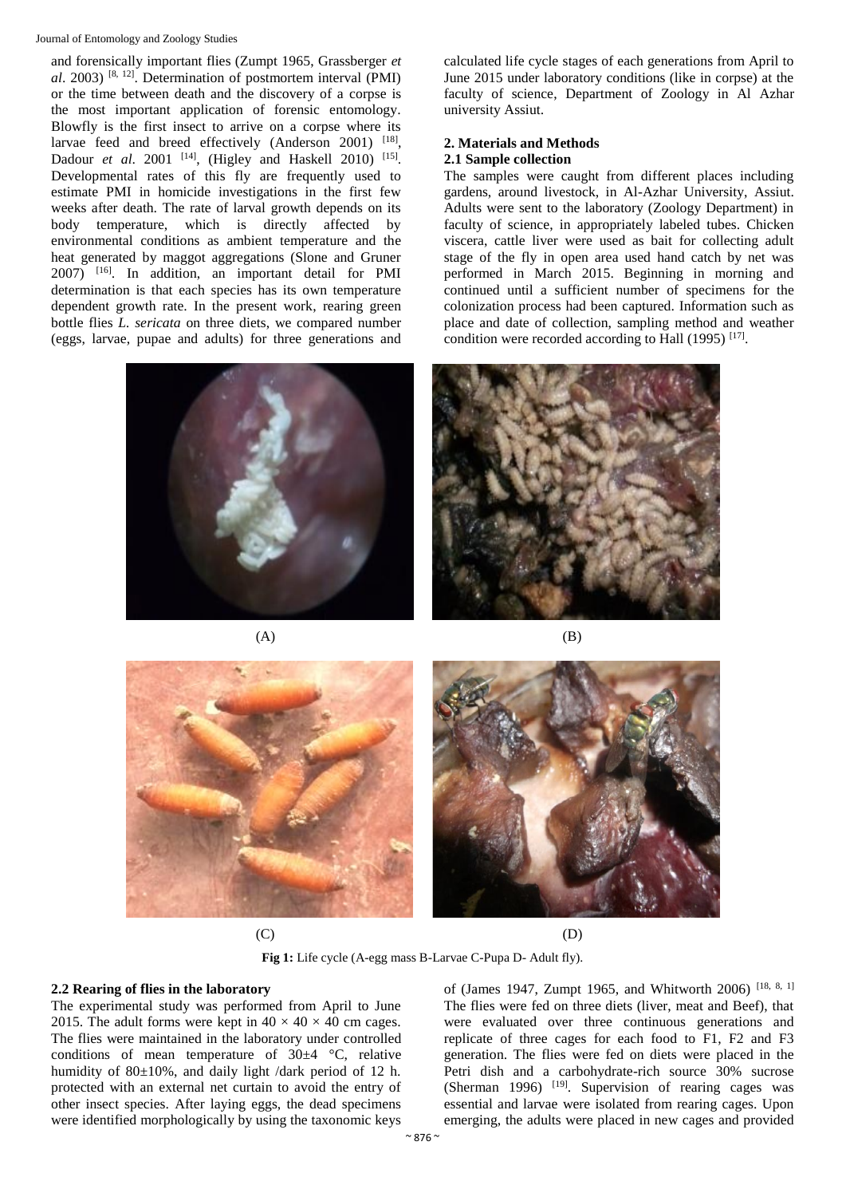and forensically important flies (Zumpt 1965, Grassberger *et al*. 2003) [8, 12]. Determination of postmortem interval (PMI) or the time between death and the discovery of a corpse is the most important application of forensic entomology. Blowfly is the first insect to arrive on a corpse where its larvae feed and breed effectively (Anderson 2001) [18], Dadour *et al*. 2001 [14], (Higley and Haskell 2010) [15]. Developmental rates of this fly are frequently used to estimate PMI in homicide investigations in the first few weeks after death. The rate of larval growth depends on its body temperature, which is directly affected by environmental conditions as ambient temperature and the heat generated by maggot aggregations (Slone and Gruner 2007) [16]. In addition, an important detail for PMI determination is that each species has its own temperature dependent growth rate. In the present work, rearing green bottle flies *L. sericata* on three diets, we compared number (eggs, larvae, pupae and adults) for three generations and calculated life cycle stages of each generations from April to June 2015 under laboratory conditions (like in corpse) at the faculty of science, Department of Zoology in Al Azhar university Assiut.

## 2. Materials and Methods

### 2.1 Sample collection

The samples were caught from different places including gardens, around livestock, in Al-Azhar University, Assiut. Adults were sent to the laboratory (Zoology Department) in faculty of science, in appropriately labeled tubes. Chicken viscera, cattle liver were used as bait for collecting adult stage of the fly in open area used hand catch by net was performed in March 2015. Beginning in morning and continued until a sufficient number of specimens for the colonization process had been captured. Information such as place and date of collection, sampling method and weather condition were recorded according to Hall (1995) [17].

(A) (B)

(C) (D)

**Fig 1:** Life cycle (A-egg mass B-Larvae C-Pupa D- Adult fly).

### 2.2 Rearing of flies in the laboratory

The experimental study was performed from April to June 2015. The adult forms were kept in $40 \times 40 \times 40$ cm cages. The flies were maintained in the laboratory under controlled conditions of mean temperature of $30\pm4$ °C, relative humidity of $80\pm10\%$, and daily light /dark period of 12 h. protected with an external net curtain to avoid the entry of other insect species. After laying eggs, the dead specimens were identified morphologically by using the taxonomic keys of (James 1947, Zumpt 1965, and Whitworth 2006) [18, 8, 1] The flies were fed on three diets (liver, meat and Beef), that were evaluated over three continuous generations and replicate of three cages for each food to F1, F2 and F3 generation. The flies were fed on diets were placed in the Petri dish and a carbohydrate-rich source 30% sucrose (Sherman 1996) [19]. Supervision of rearing cages was essential and larvae were isolated from rearing cages. Upon emerging, the adults were placed in new cages and provided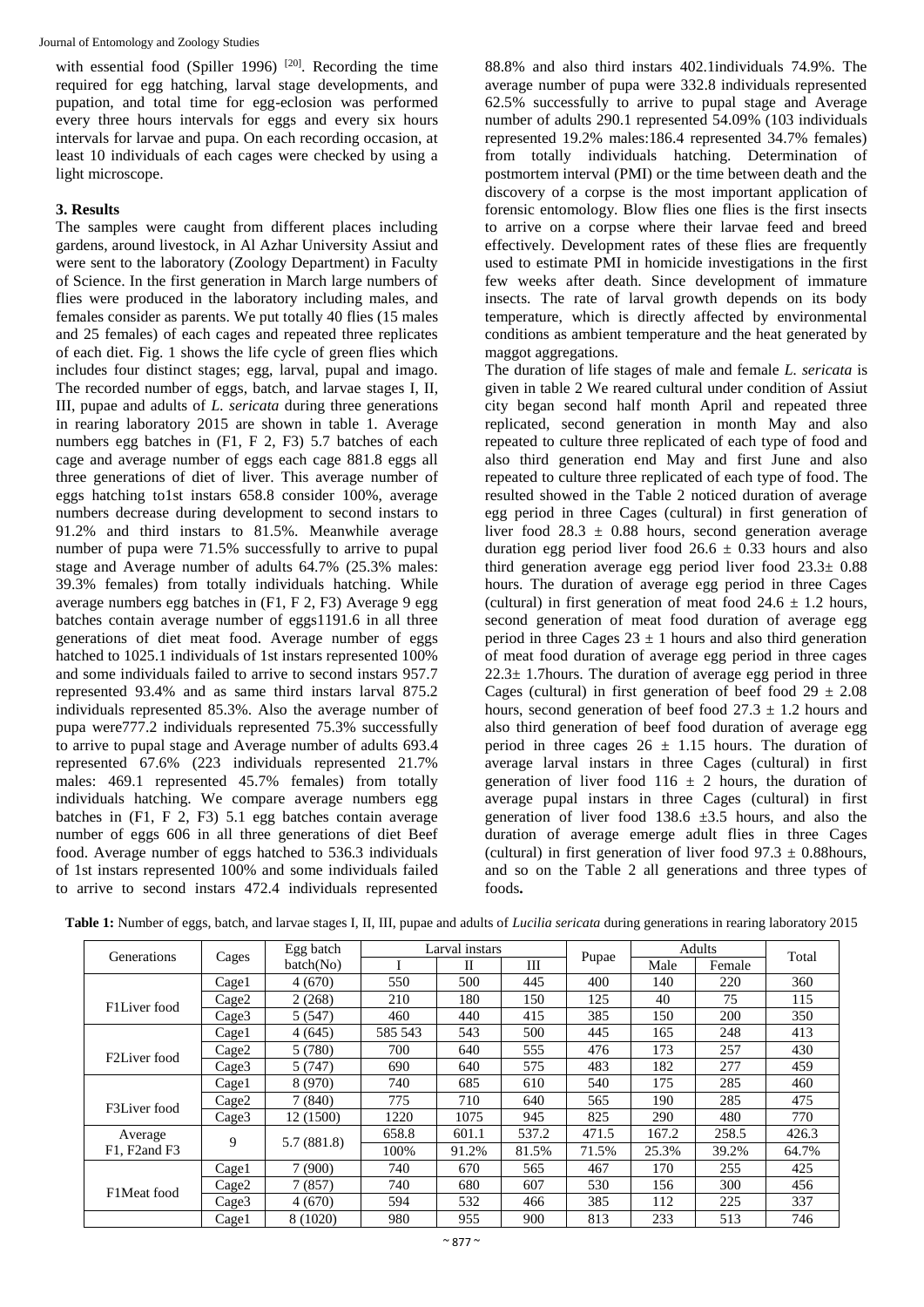with essential food (Spiller 1996) [20]. Recording the time required for egg hatching, larval stage developments, and pupation, and total time for egg-eclosion was performed every three hours intervals for eggs and every six hours intervals for larvae and pupa. On each recording occasion, at least 10 individuals of each cages were checked by using a light microscope.

## 3. Results

The samples were caught from different places including gardens, around livestock, in Al Azhar University Assiut and were sent to the laboratory (Zoology Department) in Faculty of Science. In the first generation in March large numbers of flies were produced in the laboratory including males, and females consider as parents. We put totally 40 flies (15 males and 25 females) of each cages and repeated three replicates of each diet. Fig. 1 shows the life cycle of green flies which includes four distinct stages; egg, larval, pupal and imago. The recorded number of eggs, batch, and larvae stages I, II, III, pupae and adults of *L. sericata* during three generations in rearing laboratory 2015 are shown in table 1. Average numbers egg batches in (F1, F 2, F3) 5.7 batches of each cage and average number of eggs each cage 881.8 eggs all three generations of diet of liver. This average number of eggs hatching to1st instars 658.8 consider 100%, average numbers decrease during development to second instars to 91.2% and third instars to 81.5%. Meanwhile average number of pupa were 71.5% successfully to arrive to pupal stage and Average number of adults 64.7% (25.3% males: 39.3% females) from totally individuals hatching. While average numbers egg batches in (F1, F 2, F3) Average 9 egg batches contain average number of eggs1191.6 in all three generations of diet meat food. Average number of eggs hatched to 1025.1 individuals of 1st instars represented 100% and some individuals failed to arrive to second instars 957.7 represented 93.4% and as same third instars larval 875.2 individuals represented 85.3%. Also the average number of pupa were777.2 individuals represented 75.3% successfully to arrive to pupal stage and Average number of adults 693.4 represented 67.6% (223 individuals represented 21.7% males: 469.1 represented 45.7% females) from totally individuals hatching. We compare average numbers egg batches in (F1, F 2, F3) 5.1 egg batches contain average number of eggs 606 in all three generations of diet Beef food. Average number of eggs hatched to 536.3 individuals of 1st instars represented 100% and some individuals failed to arrive to second instars 472.4 individuals represented 88.8% and also third instars 402.1individuals 74.9%. The average number of pupa were 332.8 individuals represented 62.5% successfully to arrive to pupal stage and Average number of adults 290.1 represented 54.09% (103 individuals represented 19.2% males:186.4 represented 34.7% females) from totally individuals hatching. Determination of postmortem interval (PMI) or the time between death and the discovery of a corpse is the most important application of forensic entomology. Blow flies one flies is the first insects to arrive on a corpse where their larvae feed and breed effectively. Development rates of these flies are frequently used to estimate PMI in homicide investigations in the first few weeks after death. Since development of immature insects. The rate of larval growth depends on its body temperature, which is directly affected by environmental conditions as ambient temperature and the heat generated by maggot aggregations.

The duration of life stages of male and female *L. sericata* is given in table 2 We reared cultural under condition of Assiut city began second half month April and repeated three replicated, second generation in month May and also repeated to culture three replicated of each type of food and also third generation end May and first June and also repeated to culture three replicated of each type of food. The resulted showed in the Table 2 noticed duration of average egg period in three Cages (cultural) in first generation of liver food 28.3 ± 0.88 hours, second generation average duration egg period liver food 26.6 ± 0.33 hours and also third generation average egg period liver food 23.3± 0.88 hours. The duration of average egg period in three Cages (cultural) in first generation of meat food 24.6 ± 1.2 hours, second generation of meat food duration of average egg period in three Cages 23 ± 1 hours and also third generation of meat food duration of average egg period in three cages 22.3± 1.7hours. The duration of average egg period in three Cages (cultural) in first generation of beef food 29 ± 2.08 hours, second generation of beef food 27.3 ± 1.2 hours and also third generation of beef food duration of average egg period in three cages 26 ± 1.15 hours. The duration of average larval instars in three Cages (cultural) in first generation of liver food 116 ± 2 hours, the duration of average pupal instars in three Cages (cultural) in first generation of liver food 138.6 ±3.5 hours, and also the duration of average emerge adult flies in three Cages (cultural) in first generation of liver food 97.3 ± 0.88hours, and so on the Table 2 all generations and three types of foods.

**Table 1:** Number of eggs, batch, and larvae stages I, II, III, pupae and adults of *Lucilia sericata* during generations in rearing laboratory 2015

| Generations | Cages | Egg batch batch(No) | Larval instars | | | Pupae | Adults | | Total |
|---|---|---|---|---|---|---|---|---|---|
| | | | I | II | III | | Male | Female | |
| F1Liver food | Cage1 | 4 (670) | 550 | 500 | 445 | 400 | 140 | 220 | 360 |
| | Cage2 | 2 (268) | 210 | 180 | 150 | 125 | 40 | 75 | 115 |
| | Cage3 | 5 (547) | 460 | 440 | 415 | 385 | 150 | 200 | 350 |
| F2Liver food | Cage1 | 4 (645) | 585 543 | 543 | 500 | 445 | 165 | 248 | 413 |
| | Cage2 | 5 (780) | 700 | 640 | 555 | 476 | 173 | 257 | 430 |
| | Cage3 | 5 (747) | 690 | 640 | 575 | 483 | 182 | 277 | 459 |
| F3Liver food | Cage1 | 8 (970) | 740 | 685 | 610 | 540 | 175 | 285 | 460 |
| | Cage2 | 7 (840) | 775 | 710 | 640 | 565 | 190 | 285 | 475 |
| | Cage3 | 12 (1500) | 1220 | 1075 | 945 | 825 | 290 | 480 | 770 |
| Average F1, F2and F3 | 9 | 5.7 (881.8) | 658.8 | 601.1 | 537.2 | 471.5 | 167.2 | 258.5 | 426.3 |
| | | | 100% | 91.2% | 81.5% | 71.5% | 25.3% | 39.2% | 64.7% |
| F1Meat food | Cage1 | 7 (900) | 740 | 670 | 565 | 467 | 170 | 255 | 425 |
| | Cage2 | 7 (857) | 740 | 680 | 607 | 530 | 156 | 300 | 456 |
| | Cage3 | 4 (670) | 594 | 532 | 466 | 385 | 112 | 225 | 337 |
| | Cage1 | 8 (1020) | 980 | 955 | 900 | 813 | 233 | 513 | 746 |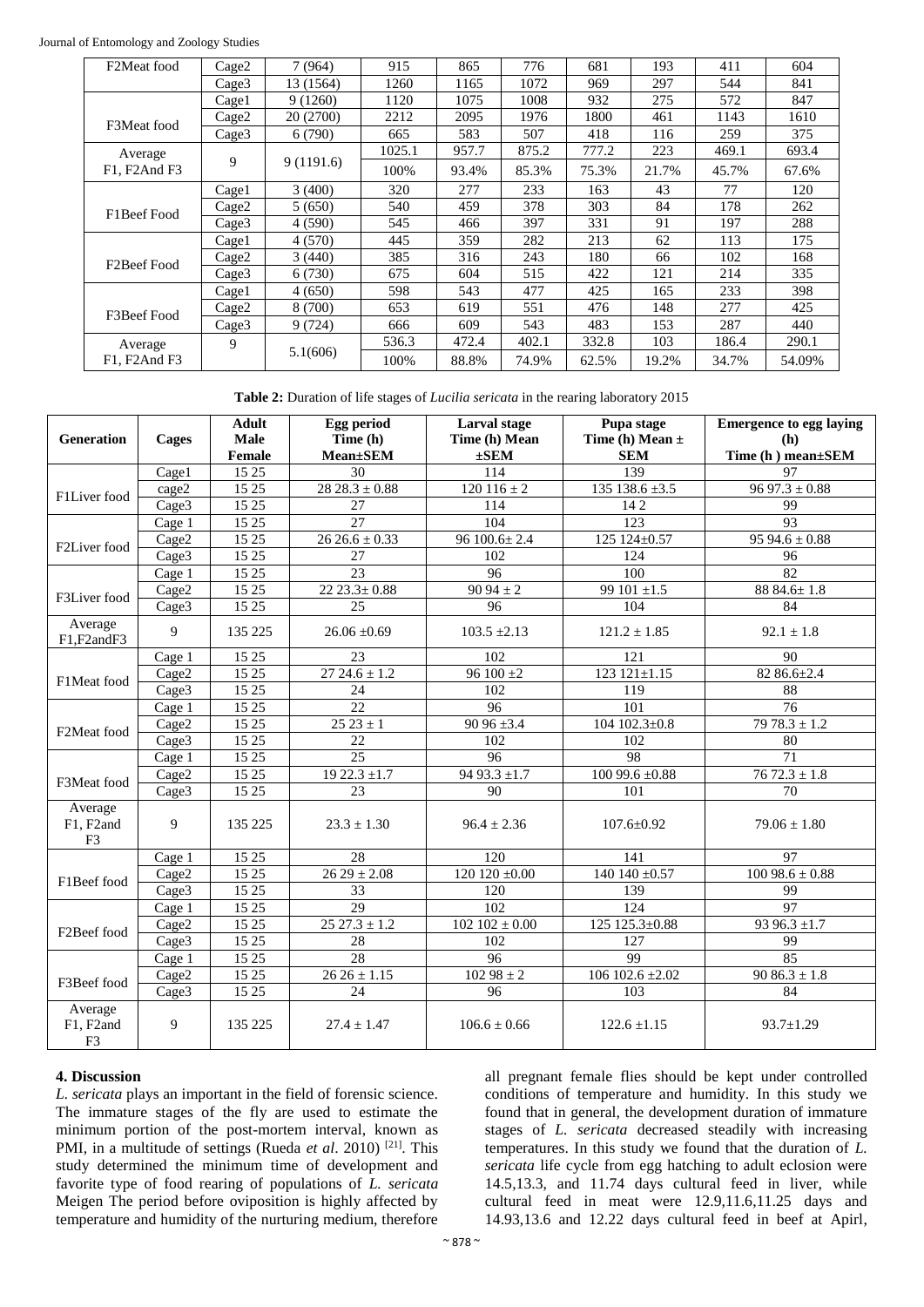| F2Meat food | Cage2 | 7 (964) | 915 | 865 | 776 | 681 | 193 | 411 | 604 |
|---|---|---|---|---|---|---|---|---|---|
| | Cage3 | 13 (1564) | 1260 | 1165 | 1072 | 969 | 297 | 544 | 841 |
| F3Meat food | Cage1 | 9 (1260) | 1120 | 1075 | 1008 | 932 | 275 | 572 | 847 |
| | Cage2 | 20 (2700) | 2212 | 2095 | 1976 | 1800 | 461 | 1143 | 1610 |
| | Cage3 | 6 (790) | 665 | 583 | 507 | 418 | 116 | 259 | 375 |
| Average F1, F2And F3 | 9 | 9 (1191.6) | 1025.1 | 957.7 | 875.2 | 777.2 | 223 | 469.1 | 693.4 |
| | | | 100% | 93.4% | 85.3% | 75.3% | 21.7% | 45.7% | 67.6% |
| F1Beef Food | Cage1 | 3 (400) | 320 | 277 | 233 | 163 | 43 | 77 | 120 |
| | Cage2 | 5 (650) | 540 | 459 | 378 | 303 | 84 | 178 | 262 |
| | Cage3 | 4 (590) | 545 | 466 | 397 | 331 | 91 | 197 | 288 |
| F2Beef Food | Cage1 | 4 (570) | 445 | 359 | 282 | 213 | 62 | 113 | 175 |
| | Cage2 | 3 (440) | 385 | 316 | 243 | 180 | 66 | 102 | 168 |
| | Cage3 | 6 (730) | 675 | 604 | 515 | 422 | 121 | 214 | 335 |
| F3Beef Food | Cage1 | 4 (650) | 598 | 543 | 477 | 425 | 165 | 233 | 398 |
| | Cage2 | 8 (700) | 653 | 619 | 551 | 476 | 148 | 277 | 425 |
| | Cage3 | 9 (724) | 666 | 609 | 543 | 483 | 153 | 287 | 440 |
| Average F1, F2And F3 | 9 | 5.1(606) | 536.3 | 472.4 | 402.1 | 332.8 | 103 | 186.4 | 290.1 |
| | | | 100% | 88.8% | 74.9% | 62.5% | 19.2% | 34.7% | 54.09% |

**Table 2:** Duration of life stages of *Lucilia sericata* in the rearing laboratory 2015

| Generation | Cages | Adult Male Female | Egg period Time (h) Mean±SEM | Larval stage Time (h) Mean ±SEM | Pupa stage Time (h) Mean ± SEM | Emergence to egg laying (h) Time (h ) mean±SEM |
|---|---|---|---|---|---|---|
| F1Liver food | Cage1 | 15 25 | 30 | 114 | 139 | 97 |
| | cage2 | 15 25 | 28 28.3 ± 0.88 | 120 116 ± 2 | 135 138.6 ±3.5 | 96 97.3 ± 0.88 |
| | Cage3 | 15 25 | 27 | 114 | 14 2 | 99 |
| F2Liver food | Cage 1 | 15 25 | 27 | 104 | 123 | 93 |
| | Cage2 | 15 25 | 26 26.6 ± 0.33 | 96 100.6± 2.4 | 125 124±0.57 | 95 94.6 ± 0.88 |
| | Cage3 | 15 25 | 27 | 102 | 124 | 96 |
| F3Liver food | Cage 1 | 15 25 | 23 | 96 | 100 | 82 |
| | Cage2 | 15 25 | 22 23.3± 0.88 | 90 94 ± 2 | 99 101 ±1.5 | 88 84.6± 1.8 |
| | Cage3 | 15 25 | 25 | 96 | 104 | 84 |
| Average F1,F2andF3 | 9 | 135 225 | 26.06 ±0.69 | 103.5 ±2.13 | 121.2 ± 1.85 | 92.1 ± 1.8 |
| F1Meat food | Cage 1 | 15 25 | 23 | 102 | 121 | 90 |
| | Cage2 | 15 25 | 27 24.6 ± 1.2 | 96 100 ±2 | 123 121±1.15 | 82 86.6±2.4 |
| | Cage3 | 15 25 | 24 | 102 | 119 | 88 |
| F2Meat food | Cage 1 | 15 25 | 22 | 96 | 101 | 76 |
| | Cage2 | 15 25 | 25 23 ± 1 | 90 96 ±3.4 | 104 102.3±0.8 | 79 78.3 ± 1.2 |
| | Cage3 | 15 25 | 22 | 102 | 102 | 80 |
| F3Meat food | Cage 1 | 15 25 | 25 | 96 | 98 | 71 |
| | Cage2 | 15 25 | 19 22.3 ±1.7 | 94 93.3 ±1.7 | 100 99.6 ±0.88 | 76 72.3 ± 1.8 |
| | Cage3 | 15 25 | 23 | 90 | 101 | 70 |
| Average F1, F2and F3 | 9 | 135 225 | 23.3 ± 1.30 | 96.4 ± 2.36 | 107.6±0.92 | 79.06 ± 1.80 |
| F1Beef food | Cage 1 | 15 25 | 28 | 120 | 141 | 97 |
| | Cage2 | 15 25 | 26 29 ± 2.08 | 120 120 ±0.00 | 140 140 ±0.57 | 100 98.6 ± 0.88 |
| | Cage3 | 15 25 | 33 | 120 | 139 | 99 |
| F2Beef food | Cage 1 | 15 25 | 29 | 102 | 124 | 97 |
| | Cage2 | 15 25 | 25 27.3 ± 1.2 | 102 102 ± 0.00 | 125 125.3±0.88 | 93 96.3 ±1.7 |
| | Cage3 | 15 25 | 28 | 102 | 127 | 99 |
| F3Beef food | Cage 1 | 15 25 | 28 | 96 | 99 | 85 |
| | Cage2 | 15 25 | 26 26 ± 1.15 | 102 98 ± 2 | 106 102.6 ±2.02 | 90 86.3 ± 1.8 |
| | Cage3 | 15 25 | 24 | 96 | 103 | 84 |
| Average F1, F2and F3 | 9 | 135 225 | 27.4 ± 1.47 | 106.6 ± 0.66 | 122.6 ±1.15 | 93.7±1.29 |

## 4. Discussion

*L. sericata* plays an important in the field of forensic science. The immature stages of the fly are used to estimate the minimum portion of the post-mortem interval, known as PMI, in a multitude of settings (Rueda *et al*. 2010) [21]. This study determined the minimum time of development and favorite type of food rearing of populations of *L. sericata* Meigen The period before oviposition is highly affected by temperature and humidity of the nurturing medium, therefore all pregnant female flies should be kept under controlled conditions of temperature and humidity. In this study we found that in general, the development duration of immature stages of *L. sericata* decreased steadily with increasing temperatures. In this study we found that the duration of *L. sericata* life cycle from egg hatching to adult eclosion were 14.5,13.3, and 11.74 days cultural feed in liver, while cultural feed in meat were 12.9,11.6,11.25 days and 14.93,13.6 and 12.22 days cultural feed in beef at Apirl,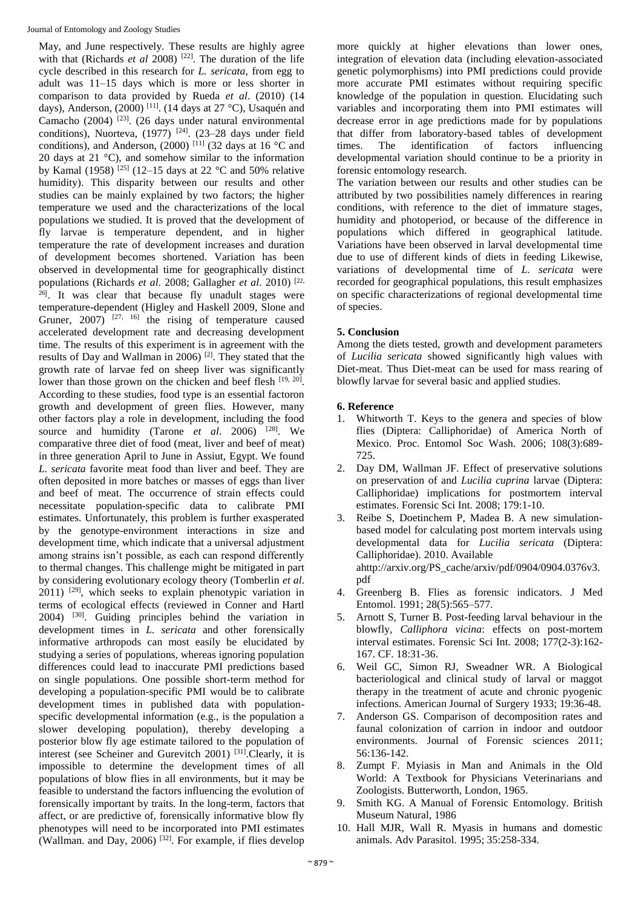May, and June respectively. These results are highly agree with that (Richards *et al* 2008) [22]. The duration of the life cycle described in this research for *L. sericata*, from egg to adult was 11–15 days which is more or less shorter in comparison to data provided by Rueda *et al*. (2010) (14 days), Anderson, (2000) [11]. (14 days at 27 °C), Usaquén and Camacho (2004) [23]. (26 days under natural environmental conditions), Nuorteva, (1977) [24]. (23–28 days under field conditions), and Anderson, (2000) [11] (32 days at 16 °C and 20 days at 21 °C), and somehow similar to the information by Kamal (1958) [25] (12–15 days at 22 °C and 50% relative humidity). This disparity between our results and other studies can be mainly explained by two factors; the higher temperature we used and the characterizations of the local populations we studied. It is proved that the development of fly larvae is temperature dependent, and in higher temperature the rate of development increases and duration of development becomes shortened. Variation has been observed in developmental time for geographically distinct populations (Richards *et al*. 2008; Gallagher *et al*. 2010) [22, 26]. It was clear that because fly unadult stages were temperature-dependent (Higley and Haskell 2009, Slone and Gruner, 2007) [27, 16] the rising of temperature caused accelerated development rate and decreasing development time. The results of this experiment is in agreement with the results of Day and Wallman in 2006) [2]. They stated that the growth rate of larvae fed on sheep liver was significantly lower than those grown on the chicken and beef flesh [19, 20]. According to these studies, food type is an essential factoron growth and development of green flies. However, many other factors play a role in development, including the food source and humidity (Tarone *et al*. 2006) [28]. We comparative three diet of food (meat, liver and beef of meat) in three generation April to June in Assiut, Egypt. We found *L. sericata* favorite meat food than liver and beef. They are often deposited in more batches or masses of eggs than liver and beef of meat. The occurrence of strain effects could necessitate population-specific data to calibrate PMI estimates. Unfortunately, this problem is further exasperated by the genotype-environment interactions in size and development time, which indicate that a universal adjustment among strains isn't possible, as each can respond differently to thermal changes. This challenge might be mitigated in part by considering evolutionary ecology theory (Tomberlin *et al*. 2011) [29], which seeks to explain phenotypic variation in terms of ecological effects (reviewed in Conner and Hartl 2004) [30]. Guiding principles behind the variation in development times in *L. sericata* and other forensically informative arthropods can most easily be elucidated by studying a series of populations, whereas ignoring population differences could lead to inaccurate PMI predictions based on single populations. One possible short-term method for developing a population-specific PMI would be to calibrate development times in published data with population-specific developmental information (e.g., is the population a slower developing population), thereby developing a posterior blow fly age estimate tailored to the population of interest (see Scheiner and Gurevitch 2001) [31].Clearly, it is impossible to determine the development times of all populations of blow flies in all environments, but it may be feasible to understand the factors influencing the evolution of forensically important by traits. In the long-term, factors that affect, or are predictive of, forensically informative blow fly phenotypes will need to be incorporated into PMI estimates (Wallman. and Day, 2006) [32]. For example, if flies develop more quickly at higher elevations than lower ones, integration of elevation data (including elevation-associated genetic polymorphisms) into PMI predictions could provide more accurate PMI estimates without requiring specific knowledge of the population in question. Elucidating such variables and incorporating them into PMI estimates will decrease error in age predictions made for by populations that differ from laboratory-based tables of development times. The identification of factors influencing developmental variation should continue to be a priority in forensic entomology research.

The variation between our results and other studies can be attributed by two possibilities namely differences in rearing conditions, with reference to the diet of immature stages, humidity and photoperiod, or because of the difference in populations which differed in geographical latitude. Variations have been observed in larval developmental time due to use of different kinds of diets in feeding Likewise, variations of developmental time of *L. sericata* were recorded for geographical populations, this result emphasizes on specific characterizations of regional developmental time of species.

## 5. Conclusion

Among the diets tested, growth and development parameters of *Lucilia sericata* showed significantly high values with Diet-meat. Thus Diet-meat can be used for mass rearing of blowfly larvae for several basic and applied studies.

## 6. Reference

1. Whitworth T. Keys to the genera and species of blow flies (Diptera: Calliphoridae) of America North of Mexico. Proc. Entomol Soc Wash. 2006; 108(3):689-725.
2. Day DM, Wallman JF. Effect of preservative solutions on preservation of and *Lucilia cuprina* larvae (Diptera: Calliphoridae) implications for postmortem interval estimates. Forensic Sci Int. 2008; 179:1-10.
3. Reibe S, Doetinchem P, Madea B. A new simulation-based model for calculating post mortem intervals using developmental data for *Lucilia sericata* (Diptera: Calliphoridae). 2010. Available ahttp://arxiv.org/PS_cache/arxiv/pdf/0904/0904.0376v3.pdf
4. Greenberg B. Flies as forensic indicators. J Med Entomol. 1991; 28(5):565–577.
5. Arnott S, Turner B. Post-feeding larval behaviour in the blowfly, *Calliphora vicina*: effects on post-mortem interval estimates. Forensic Sci Int. 2008; 177(2-3):162-167. CF. 18:31-36.
6. Weil GC, Simon RJ, Sweadner WR. A Biological bacteriological and clinical study of larval or maggot therapy in the treatment of acute and chronic pyogenic infections. American Journal of Surgery 1933; 19:36-48.
7. Anderson GS. Comparison of decomposition rates and faunal colonization of carrion in indoor and outdoor environments. Journal of Forensic sciences 2011; 56:136-142.
8. Zumpt F. Myiasis in Man and Animals in the Old World: A Textbook for Physicians Veterinarians and Zoologists. Butterworth, London, 1965.
9. Smith KG. A Manual of Forensic Entomology. British Museum Natural, 1986
10. Hall MJR, Wall R. Myasis in humans and domestic animals. Adv Parasitol. 1995; 35:258-334.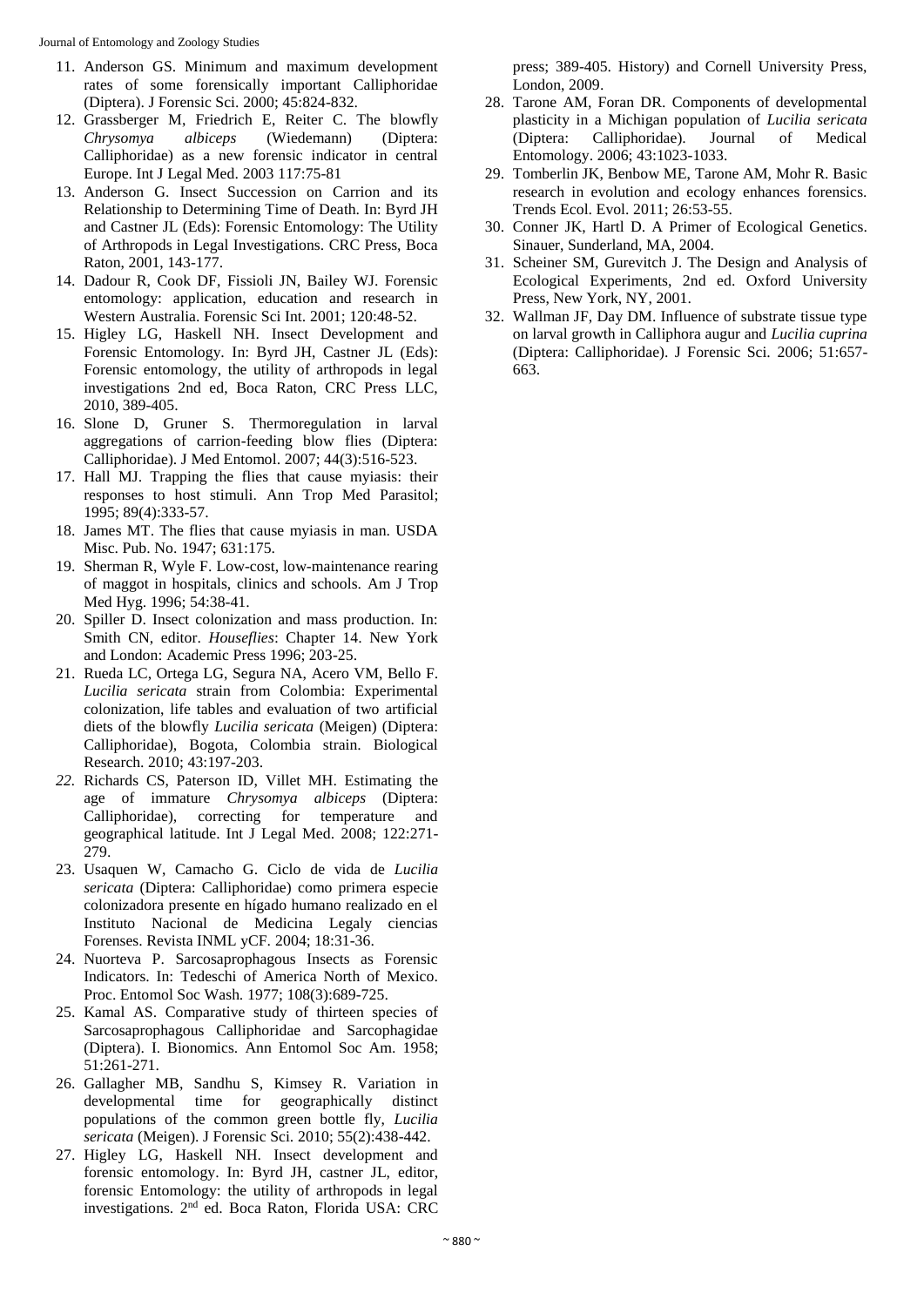11. Anderson GS. Minimum and maximum development rates of some forensically important Calliphoridae (Diptera). J Forensic Sci. 2000; 45:824-832.
12. Grassberger M, Friedrich E, Reiter C. The blowfly *Chrysomya albiceps* (Wiedemann) (Diptera: Calliphoridae) as a new forensic indicator in central Europe. Int J Legal Med. 2003 117:75-81
13. Anderson G. Insect Succession on Carrion and its Relationship to Determining Time of Death. In: Byrd JH and Castner JL (Eds): Forensic Entomology: The Utility of Arthropods in Legal Investigations. CRC Press, Boca Raton, 2001, 143-177.
14. Dadour R, Cook DF, Fissioli JN, Bailey WJ. Forensic entomology: application, education and research in Western Australia. Forensic Sci Int. 2001; 120:48-52.
15. Higley LG, Haskell NH. Insect Development and Forensic Entomology. In: Byrd JH, Castner JL (Eds): Forensic entomology, the utility of arthropods in legal investigations 2nd ed, Boca Raton, CRC Press LLC, 2010, 389-405.
16. Slone D, Gruner S. Thermoregulation in larval aggregations of carrion-feeding blow flies (Diptera: Calliphoridae). J Med Entomol. 2007; 44(3):516-523.
17. Hall MJ. Trapping the flies that cause myiasis: their responses to host stimuli. Ann Trop Med Parasitol; 1995; 89(4):333-57.
18. James MT. The flies that cause myiasis in man. USDA Misc. Pub. No. 1947; 631:175.
19. Sherman R, Wyle F. Low-cost, low-maintenance rearing of maggot in hospitals, clinics and schools. Am J Trop Med Hyg. 1996; 54:38-41.
20. Spiller D. Insect colonization and mass production. In: Smith CN, editor. *Houseflies*: Chapter 14. New York and London: Academic Press 1996; 203-25.
21. Rueda LC, Ortega LG, Segura NA, Acero VM, Bello F. *Lucilia sericata* strain from Colombia: Experimental colonization, life tables and evaluation of two artificial diets of the blowfly *Lucilia sericata* (Meigen) (Diptera: Calliphoridae), Bogota, Colombia strain. Biological Research. 2010; 43:197-203.
22. Richards CS, Paterson ID, Villet MH. Estimating the age of immature *Chrysomya albiceps* (Diptera: Calliphoridae), correcting for temperature and geographical latitude. Int J Legal Med. 2008; 122:271-279.
23. Usaquen W, Camacho G. Ciclo de vida de *Lucilia sericata* (Diptera: Calliphoridae) como primera especie colonizadora presente en hígado humano realizado en el Instituto Nacional de Medicina Legaly ciencias Forenses. Revista INML yCF. 2004; 18:31-36.
24. Nuorteva P. Sarcosaprophagous Insects as Forensic Indicators. In: Tedeschi of America North of Mexico. Proc. Entomol Soc Wash. 1977; 108(3):689-725.
25. Kamal AS. Comparative study of thirteen species of Sarcosaprophagous Calliphoridae and Sarcophagidae (Diptera). I. Bionomics. Ann Entomol Soc Am. 1958; 51:261-271.
26. Gallagher MB, Sandhu S, Kimsey R. Variation in developmental time for geographically distinct populations of the common green bottle fly, *Lucilia sericata* (Meigen). J Forensic Sci. 2010; 55(2):438-442.
27. Higley LG, Haskell NH. Insect development and forensic entomology. In: Byrd JH, castner JL, editor, forensic Entomology: the utility of arthropods in legal investigations. 2nd ed. Boca Raton, Florida USA: CRC press; 389-405. History) and Cornell University Press, London, 2009.
28. Tarone AM, Foran DR. Components of developmental plasticity in a Michigan population of *Lucilia sericata* (Diptera: Calliphoridae). Journal of Medical Entomology. 2006; 43:1023-1033.
29. Tomberlin JK, Benbow ME, Tarone AM, Mohr R. Basic research in evolution and ecology enhances forensics. Trends Ecol. Evol. 2011; 26:53-55.
30. Conner JK, Hartl D. A Primer of Ecological Genetics. Sinauer, Sunderland, MA, 2004.
31. Scheiner SM, Gurevitch J. The Design and Analysis of Ecological Experiments, 2nd ed. Oxford University Press, New York, NY, 2001.
32. Wallman JF, Day DM. Influence of substrate tissue type on larval growth in Calliphora augur and *Lucilia cuprina* (Diptera: Calliphoridae). J Forensic Sci. 2006; 51:657-663.